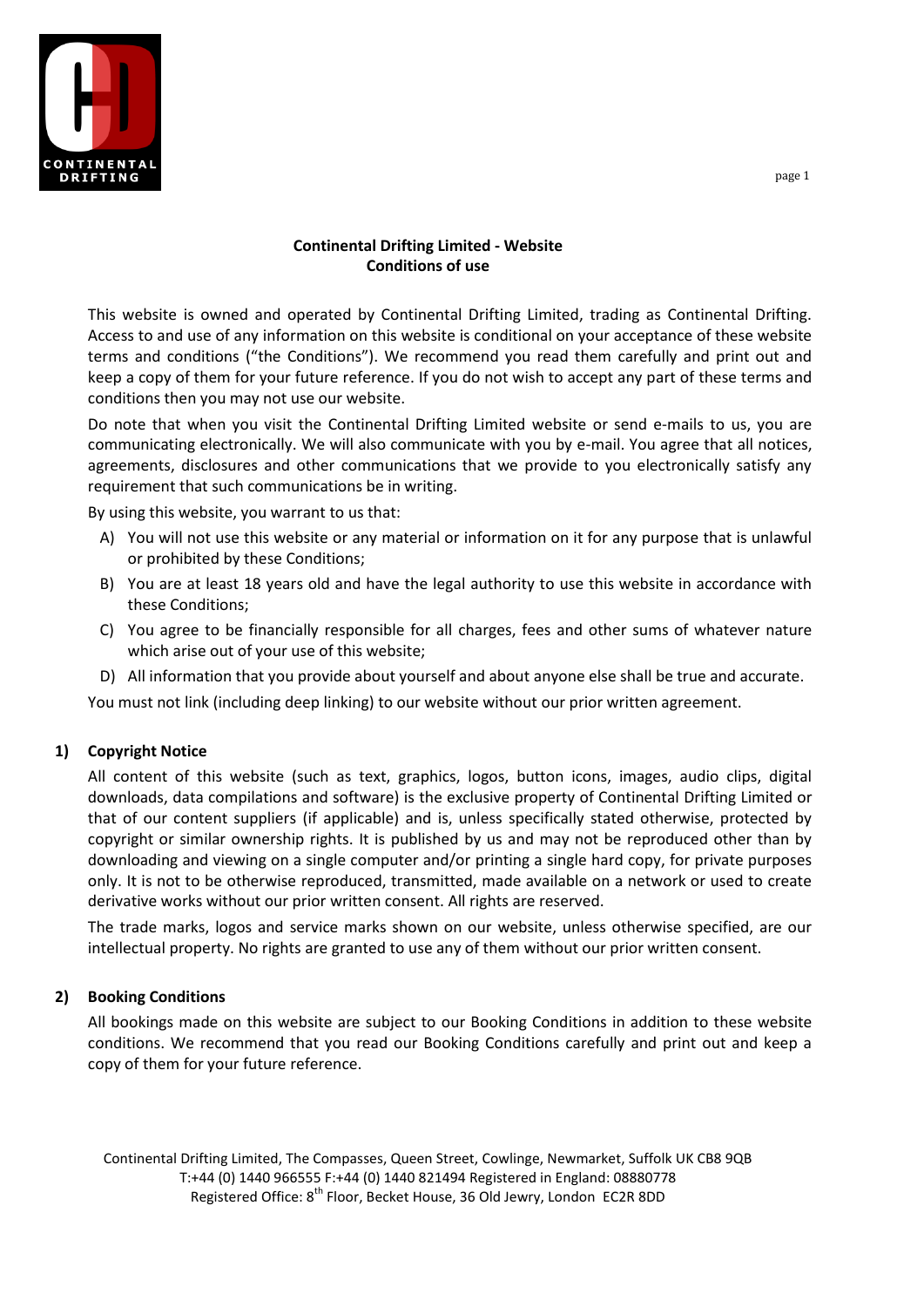**Continental Drifting Limited - Website**
**Conditions of use**

This website is owned and operated by Continental Drifting Limited, trading as Continental Drifting. Access to and use of any information on this website is conditional on your acceptance of these website terms and conditions ("the Conditions"). We recommend you read them carefully and print out and keep a copy of them for your future reference. If you do not wish to accept any part of these terms and conditions then you may not use our website.

Do note that when you visit the Continental Drifting Limited website or send e-mails to us, you are communicating electronically. We will also communicate with you by e-mail. You agree that all notices, agreements, disclosures and other communications that we provide to you electronically satisfy any requirement that such communications be in writing.

By using this website, you warrant to us that:

A) You will not use this website or any material or information on it for any purpose that is unlawful or prohibited by these Conditions;

B) You are at least 18 years old and have the legal authority to use this website in accordance with these Conditions;

C) You agree to be financially responsible for all charges, fees and other sums of whatever nature which arise out of your use of this website;

D) All information that you provide about yourself and about anyone else shall be true and accurate.

You must not link (including deep linking) to our website without our prior written agreement.

**1) Copyright Notice**

All content of this website (such as text, graphics, logos, button icons, images, audio clips, digital downloads, data compilations and software) is the exclusive property of Continental Drifting Limited or that of our content suppliers (if applicable) and is, unless specifically stated otherwise, protected by copyright or similar ownership rights. It is published by us and may not be reproduced other than by downloading and viewing on a single computer and/or printing a single hard copy, for private purposes only. It is not to be otherwise reproduced, transmitted, made available on a network or used to create derivative works without our prior written consent. All rights are reserved.

The trade marks, logos and service marks shown on our website, unless otherwise specified, are our intellectual property. No rights are granted to use any of them without our prior written consent.

**2) Booking Conditions**

All bookings made on this website are subject to our Booking Conditions in addition to these website conditions. We recommend that you read our Booking Conditions carefully and print out and keep a copy of them for your future reference.

Continental Drifting Limited, The Compasses, Queen Street, Cowlinge, Newmarket, Suffolk UK CB8 9QB
T:+44 (0) 1440 966555 F:+44 (0) 1440 821494 Registered in England: 08880778
Registered Office: 8th Floor, Becket House, 36 Old Jewry, London EC2R 8DD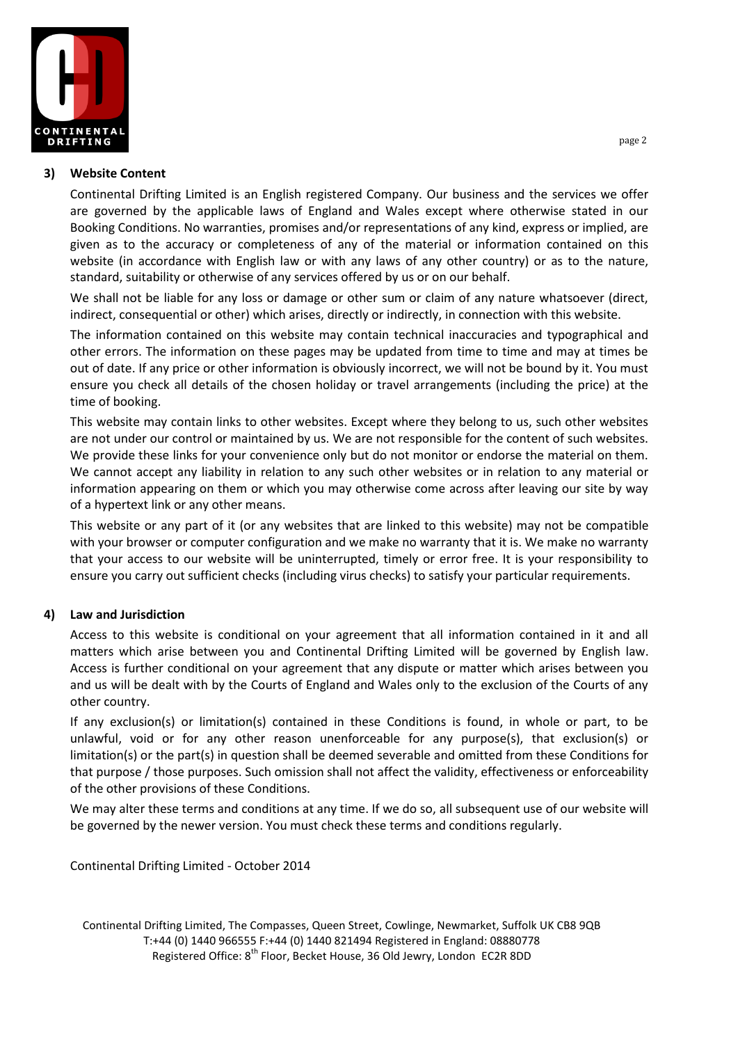### 3) Website Content

Continental Drifting Limited is an English registered Company. Our business and the services we offer are governed by the applicable laws of England and Wales except where otherwise stated in our Booking Conditions. No warranties, promises and/or representations of any kind, express or implied, are given as to the accuracy or completeness of any of the material or information contained on this website (in accordance with English law or with any laws of any other country) or as to the nature, standard, suitability or otherwise of any services offered by us or on our behalf.

We shall not be liable for any loss or damage or other sum or claim of any nature whatsoever (direct, indirect, consequential or other) which arises, directly or indirectly, in connection with this website.

The information contained on this website may contain technical inaccuracies and typographical and other errors. The information on these pages may be updated from time to time and may at times be out of date. If any price or other information is obviously incorrect, we will not be bound by it. You must ensure you check all details of the chosen holiday or travel arrangements (including the price) at the time of booking.

This website may contain links to other websites. Except where they belong to us, such other websites are not under our control or maintained by us. We are not responsible for the content of such websites. We provide these links for your convenience only but do not monitor or endorse the material on them. We cannot accept any liability in relation to any such other websites or in relation to any material or information appearing on them or which you may otherwise come across after leaving our site by way of a hypertext link or any other means.

This website or any part of it (or any websites that are linked to this website) may not be compatible with your browser or computer configuration and we make no warranty that it is. We make no warranty that your access to our website will be uninterrupted, timely or error free. It is your responsibility to ensure you carry out sufficient checks (including virus checks) to satisfy your particular requirements.

### 4) Law and Jurisdiction

Access to this website is conditional on your agreement that all information contained in it and all matters which arise between you and Continental Drifting Limited will be governed by English law. Access is further conditional on your agreement that any dispute or matter which arises between you and us will be dealt with by the Courts of England and Wales only to the exclusion of the Courts of any other country.

If any exclusion(s) or limitation(s) contained in these Conditions is found, in whole or part, to be unlawful, void or for any other reason unenforceable for any purpose(s), that exclusion(s) or limitation(s) or the part(s) in question shall be deemed severable and omitted from these Conditions for that purpose / those purposes. Such omission shall not affect the validity, effectiveness or enforceability of the other provisions of these Conditions.

We may alter these terms and conditions at any time. If we do so, all subsequent use of our website will be governed by the newer version. You must check these terms and conditions regularly.

Continental Drifting Limited - October 2014

Continental Drifting Limited, The Compasses, Queen Street, Cowlinge, Newmarket, Suffolk UK CB8 9QB
T:+44 (0) 1440 966555 F:+44 (0) 1440 821494 Registered in England: 08880778
Registered Office: 8th Floor, Becket House, 36 Old Jewry, London EC2R 8DD